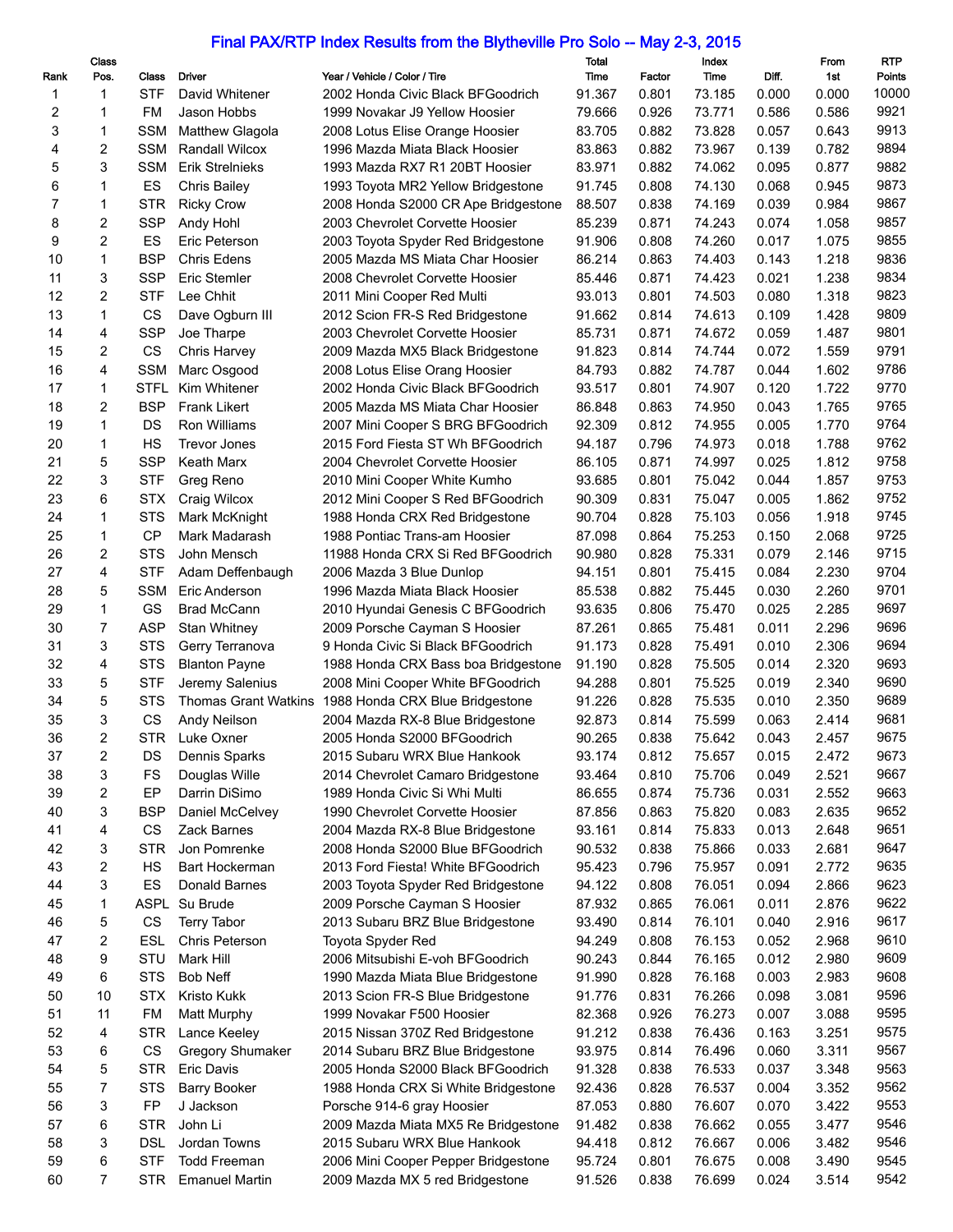# Final PAX/RTP Index Results from the Blytheville Pro Solo -- May 2-3, 2015

| Rank | Class Pos. | Class | Driver | Year / Vehicle / Color / Tire | Total Time | Factor | Index Time | Diff. | From 1st | RTP Points |
|---|---|---|---|---|---|---|---|---|---|---|
| 1 | 1 | STF | David Whitener | 2002 Honda Civic Black BFGoodrich | 91.367 | 0.801 | 73.185 | 0.000 | 0.000 | 10000 |
| 2 | 1 | FM | Jason Hobbs | 1999 Novakar J9 Yellow Hoosier | 79.666 | 0.926 | 73.771 | 0.586 | 0.586 | 9921 |
| 3 | 1 | SSM | Matthew Glagola | 2008 Lotus Elise Orange Hoosier | 83.705 | 0.882 | 73.828 | 0.057 | 0.643 | 9913 |
| 4 | 2 | SSM | Randall Wilcox | 1996 Mazda Miata Black Hoosier | 83.863 | 0.882 | 73.967 | 0.139 | 0.782 | 9894 |
| 5 | 3 | SSM | Erik Strelnieks | 1993 Mazda RX7 R1 20BT Hoosier | 83.971 | 0.882 | 74.062 | 0.095 | 0.877 | 9882 |
| 6 | 1 | ES | Chris Bailey | 1993 Toyota MR2 Yellow Bridgestone | 91.745 | 0.808 | 74.130 | 0.068 | 0.945 | 9873 |
| 7 | 1 | STR | Ricky Crow | 2008 Honda S2000 CR Ape Bridgestone | 88.507 | 0.838 | 74.169 | 0.039 | 0.984 | 9867 |
| 8 | 2 | SSP | Andy Hohl | 2003 Chevrolet Corvette Hoosier | 85.239 | 0.871 | 74.243 | 0.074 | 1.058 | 9857 |
| 9 | 2 | ES | Eric Peterson | 2003 Toyota Spyder Red Bridgestone | 91.906 | 0.808 | 74.260 | 0.017 | 1.075 | 9855 |
| 10 | 1 | BSP | Chris Edens | 2005 Mazda MS Miata Char Hoosier | 86.214 | 0.863 | 74.403 | 0.143 | 1.218 | 9836 |
| 11 | 3 | SSP | Eric Stemler | 2008 Chevrolet Corvette Hoosier | 85.446 | 0.871 | 74.423 | 0.021 | 1.238 | 9834 |
| 12 | 2 | STF | Lee Chhit | 2011 Mini Cooper Red Multi | 93.013 | 0.801 | 74.503 | 0.080 | 1.318 | 9823 |
| 13 | 1 | CS | Dave Ogburn III | 2012 Scion FR-S Red Bridgestone | 91.662 | 0.814 | 74.613 | 0.109 | 1.428 | 9809 |
| 14 | 4 | SSP | Joe Tharpe | 2003 Chevrolet Corvette Hoosier | 85.731 | 0.871 | 74.672 | 0.059 | 1.487 | 9801 |
| 15 | 2 | CS | Chris Harvey | 2009 Mazda MX5 Black Bridgestone | 91.823 | 0.814 | 74.744 | 0.072 | 1.559 | 9791 |
| 16 | 4 | SSM | Marc Osgood | 2008 Lotus Elise Orang Hoosier | 84.793 | 0.882 | 74.787 | 0.044 | 1.602 | 9786 |
| 17 | 1 | STFL | Kim Whitener | 2002 Honda Civic Black BFGoodrich | 93.517 | 0.801 | 74.907 | 0.120 | 1.722 | 9770 |
| 18 | 2 | BSP | Frank Likert | 2005 Mazda MS Miata Char Hoosier | 86.848 | 0.863 | 74.950 | 0.043 | 1.765 | 9765 |
| 19 | 1 | DS | Ron Williams | 2007 Mini Cooper S BRG BFGoodrich | 92.309 | 0.812 | 74.955 | 0.005 | 1.770 | 9764 |
| 20 | 1 | HS | Trevor Jones | 2015 Ford Fiesta ST Wh BFGoodrich | 94.187 | 0.796 | 74.973 | 0.018 | 1.788 | 9762 |
| 21 | 5 | SSP | Keath Marx | 2004 Chevrolet Corvette Hoosier | 86.105 | 0.871 | 74.997 | 0.025 | 1.812 | 9758 |
| 22 | 3 | STF | Greg Reno | 2010 Mini Cooper White Kumho | 93.685 | 0.801 | 75.042 | 0.044 | 1.857 | 9753 |
| 23 | 6 | STX | Craig Wilcox | 2012 Mini Cooper S Red BFGoodrich | 90.309 | 0.831 | 75.047 | 0.005 | 1.862 | 9752 |
| 24 | 1 | STS | Mark McKnight | 1988 Honda CRX Red Bridgestone | 90.704 | 0.828 | 75.103 | 0.056 | 1.918 | 9745 |
| 25 | 1 | CP | Mark Madarash | 1988 Pontiac Trans-am Hoosier | 87.098 | 0.864 | 75.253 | 0.150 | 2.068 | 9725 |
| 26 | 2 | STS | John Mensch | 11988 Honda CRX Si Red BFGoodrich | 90.980 | 0.828 | 75.331 | 0.079 | 2.146 | 9715 |
| 27 | 4 | STF | Adam Deffenbaugh | 2006 Mazda 3 Blue Dunlop | 94.151 | 0.801 | 75.415 | 0.084 | 2.230 | 9704 |
| 28 | 5 | SSM | Eric Anderson | 1996 Mazda Miata Black Hoosier | 85.538 | 0.882 | 75.445 | 0.030 | 2.260 | 9701 |
| 29 | 1 | GS | Brad McCann | 2010 Hyundai Genesis C BFGoodrich | 93.635 | 0.806 | 75.470 | 0.025 | 2.285 | 9697 |
| 30 | 7 | ASP | Stan Whitney | 2009 Porsche Cayman S Hoosier | 87.261 | 0.865 | 75.481 | 0.011 | 2.296 | 9696 |
| 31 | 3 | STS | Gerry Terranova | 9 Honda Civic Si Black BFGoodrich | 91.173 | 0.828 | 75.491 | 0.010 | 2.306 | 9694 |
| 32 | 4 | STS | Blanton Payne | 1988 Honda CRX Bass boa Bridgestone | 91.190 | 0.828 | 75.505 | 0.014 | 2.320 | 9693 |
| 33 | 5 | STF | Jeremy Salenius | 2008 Mini Cooper White BFGoodrich | 94.288 | 0.801 | 75.525 | 0.019 | 2.340 | 9690 |
| 34 | 5 | STS | Thomas Grant Watkins | 1988 Honda CRX Blue Bridgestone | 91.226 | 0.828 | 75.535 | 0.010 | 2.350 | 9689 |
| 35 | 3 | CS | Andy Neilson | 2004 Mazda RX-8 Blue Bridgestone | 92.873 | 0.814 | 75.599 | 0.063 | 2.414 | 9681 |
| 36 | 2 | STR | Luke Oxner | 2005 Honda S2000 BFGoodrich | 90.265 | 0.838 | 75.642 | 0.043 | 2.457 | 9675 |
| 37 | 2 | DS | Dennis Sparks | 2015 Subaru WRX Blue Hankook | 93.174 | 0.812 | 75.657 | 0.015 | 2.472 | 9673 |
| 38 | 3 | FS | Douglas Wille | 2014 Chevrolet Camaro Bridgestone | 93.464 | 0.810 | 75.706 | 0.049 | 2.521 | 9667 |
| 39 | 2 | EP | Darrin DiSimo | 1989 Honda Civic Si Whi Multi | 86.655 | 0.874 | 75.736 | 0.031 | 2.552 | 9663 |
| 40 | 3 | BSP | Daniel McCelvey | 1990 Chevrolet Corvette Hoosier | 87.856 | 0.863 | 75.820 | 0.083 | 2.635 | 9652 |
| 41 | 4 | CS | Zack Barnes | 2004 Mazda RX-8 Blue Bridgestone | 93.161 | 0.814 | 75.833 | 0.013 | 2.648 | 9651 |
| 42 | 3 | STR | Jon Pomrenke | 2008 Honda S2000 Blue BFGoodrich | 90.532 | 0.838 | 75.866 | 0.033 | 2.681 | 9647 |
| 43 | 2 | HS | Bart Hockerman | 2013 Ford Fiesta! White BFGoodrich | 95.423 | 0.796 | 75.957 | 0.091 | 2.772 | 9635 |
| 44 | 3 | ES | Donald Barnes | 2003 Toyota Spyder Red Bridgestone | 94.122 | 0.808 | 76.051 | 0.094 | 2.866 | 9623 |
| 45 | 1 | ASPL | Su Brude | 2009 Porsche Cayman S Hoosier | 87.932 | 0.865 | 76.061 | 0.011 | 2.876 | 9622 |
| 46 | 5 | CS | Terry Tabor | 2013 Subaru BRZ Blue Bridgestone | 93.490 | 0.814 | 76.101 | 0.040 | 2.916 | 9617 |
| 47 | 2 | ESL | Chris Peterson | Toyota Spyder Red | 94.249 | 0.808 | 76.153 | 0.052 | 2.968 | 9610 |
| 48 | 9 | STU | Mark Hill | 2006 Mitsubishi E-voh BFGoodrich | 90.243 | 0.844 | 76.165 | 0.012 | 2.980 | 9609 |
| 49 | 6 | STS | Bob Neff | 1990 Mazda Miata Blue Bridgestone | 91.990 | 0.828 | 76.168 | 0.003 | 2.983 | 9608 |
| 50 | 10 | STX | Kristo Kukk | 2013 Scion FR-S Blue Bridgestone | 91.776 | 0.831 | 76.266 | 0.098 | 3.081 | 9596 |
| 51 | 11 | FM | Matt Murphy | 1999 Novakar F500 Hoosier | 82.368 | 0.926 | 76.273 | 0.007 | 3.088 | 9595 |
| 52 | 4 | STR | Lance Keeley | 2015 Nissan 370Z Red Bridgestone | 91.212 | 0.838 | 76.436 | 0.163 | 3.251 | 9575 |
| 53 | 6 | CS | Gregory Shumaker | 2014 Subaru BRZ Blue Bridgestone | 93.975 | 0.814 | 76.496 | 0.060 | 3.311 | 9567 |
| 54 | 5 | STR | Eric Davis | 2005 Honda S2000 Black BFGoodrich | 91.328 | 0.838 | 76.533 | 0.037 | 3.348 | 9563 |
| 55 | 7 | STS | Barry Booker | 1988 Honda CRX Si White Bridgestone | 92.436 | 0.828 | 76.537 | 0.004 | 3.352 | 9562 |
| 56 | 3 | FP | J Jackson | Porsche 914-6 gray Hoosier | 87.053 | 0.880 | 76.607 | 0.070 | 3.422 | 9553 |
| 57 | 6 | STR | John Li | 2009 Mazda Miata MX5 Re Bridgestone | 91.482 | 0.838 | 76.662 | 0.055 | 3.477 | 9546 |
| 58 | 3 | DSL | Jordan Towns | 2015 Subaru WRX Blue Hankook | 94.418 | 0.812 | 76.667 | 0.006 | 3.482 | 9546 |
| 59 | 6 | STF | Todd Freeman | 2006 Mini Cooper Pepper Bridgestone | 95.724 | 0.801 | 76.675 | 0.008 | 3.490 | 9545 |
| 60 | 7 | STR | Emanuel Martin | 2009 Mazda MX 5 red Bridgestone | 91.526 | 0.838 | 76.699 | 0.024 | 3.514 | 9542 |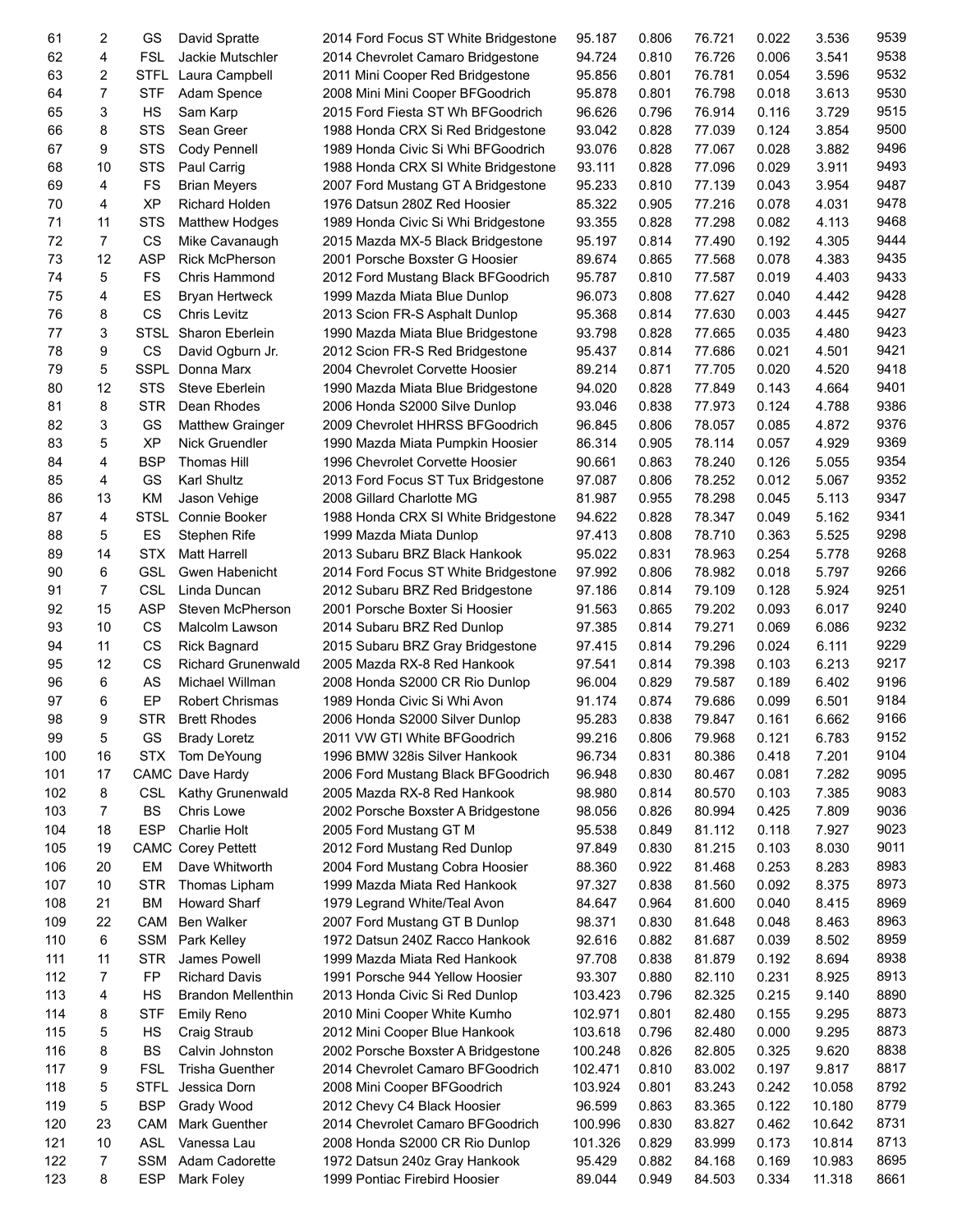| | | | | | | | | | | |
|---|---|---|---|---|---|---|---|---|---|---|
| 61 | 2 | GS | David Spratte | 2014 Ford Focus ST White Bridgestone | 95.187 | 0.806 | 76.721 | 0.022 | 3.536 | 9539 |
| 62 | 4 | FSL | Jackie Mutschler | 2014 Chevrolet Camaro Bridgestone | 94.724 | 0.810 | 76.726 | 0.006 | 3.541 | 9538 |
| 63 | 2 | STFL | Laura Campbell | 2011 Mini Cooper Red Bridgestone | 95.856 | 0.801 | 76.781 | 0.054 | 3.596 | 9532 |
| 64 | 7 | STF | Adam Spence | 2008 Mini Mini Cooper BFGoodrich | 95.878 | 0.801 | 76.798 | 0.018 | 3.613 | 9530 |
| 65 | 3 | HS | Sam Karp | 2015 Ford Fiesta ST Wh BFGoodrich | 96.626 | 0.796 | 76.914 | 0.116 | 3.729 | 9515 |
| 66 | 8 | STS | Sean Greer | 1988 Honda CRX Si Red Bridgestone | 93.042 | 0.828 | 77.039 | 0.124 | 3.854 | 9500 |
| 67 | 9 | STS | Cody Pennell | 1989 Honda Civic Si Whi BFGoodrich | 93.076 | 0.828 | 77.067 | 0.028 | 3.882 | 9496 |
| 68 | 10 | STS | Paul Carrig | 1988 Honda CRX SI White Bridgestone | 93.111 | 0.828 | 77.096 | 0.029 | 3.911 | 9493 |
| 69 | 4 | FS | Brian Meyers | 2007 Ford Mustang GT A Bridgestone | 95.233 | 0.810 | 77.139 | 0.043 | 3.954 | 9487 |
| 70 | 4 | XP | Richard Holden | 1976 Datsun 280Z Red Hoosier | 85.322 | 0.905 | 77.216 | 0.078 | 4.031 | 9478 |
| 71 | 11 | STS | Matthew Hodges | 1989 Honda Civic Si Whi Bridgestone | 93.355 | 0.828 | 77.298 | 0.082 | 4.113 | 9468 |
| 72 | 7 | CS | Mike Cavanaugh | 2015 Mazda MX-5 Black Bridgestone | 95.197 | 0.814 | 77.490 | 0.192 | 4.305 | 9444 |
| 73 | 12 | ASP | Rick McPherson | 2001 Porsche Boxster G Hoosier | 89.674 | 0.865 | 77.568 | 0.078 | 4.383 | 9435 |
| 74 | 5 | FS | Chris Hammond | 2012 Ford Mustang Black BFGoodrich | 95.787 | 0.810 | 77.587 | 0.019 | 4.403 | 9433 |
| 75 | 4 | ES | Bryan Hertweck | 1999 Mazda Miata Blue Dunlop | 96.073 | 0.808 | 77.627 | 0.040 | 4.442 | 9428 |
| 76 | 8 | CS | Chris Levitz | 2013 Scion FR-S Asphalt Dunlop | 95.368 | 0.814 | 77.630 | 0.003 | 4.445 | 9427 |
| 77 | 3 | STSL | Sharon Eberlein | 1990 Mazda Miata Blue Bridgestone | 93.798 | 0.828 | 77.665 | 0.035 | 4.480 | 9423 |
| 78 | 9 | CS | David Ogburn Jr. | 2012 Scion FR-S Red Bridgestone | 95.437 | 0.814 | 77.686 | 0.021 | 4.501 | 9421 |
| 79 | 5 | SSPL | Donna Marx | 2004 Chevrolet Corvette Hoosier | 89.214 | 0.871 | 77.705 | 0.020 | 4.520 | 9418 |
| 80 | 12 | STS | Steve Eberlein | 1990 Mazda Miata Blue Bridgestone | 94.020 | 0.828 | 77.849 | 0.143 | 4.664 | 9401 |
| 81 | 8 | STR | Dean Rhodes | 2006 Honda S2000 Silve Dunlop | 93.046 | 0.838 | 77.973 | 0.124 | 4.788 | 9386 |
| 82 | 3 | GS | Matthew Grainger | 2009 Chevrolet HHRSS BFGoodrich | 96.845 | 0.806 | 78.057 | 0.085 | 4.872 | 9376 |
| 83 | 5 | XP | Nick Gruendler | 1990 Mazda Miata Pumpkin Hoosier | 86.314 | 0.905 | 78.114 | 0.057 | 4.929 | 9369 |
| 84 | 4 | BSP | Thomas Hill | 1996 Chevrolet Corvette Hoosier | 90.661 | 0.863 | 78.240 | 0.126 | 5.055 | 9354 |
| 85 | 4 | GS | Karl Shultz | 2013 Ford Focus ST Tux Bridgestone | 97.087 | 0.806 | 78.252 | 0.012 | 5.067 | 9352 |
| 86 | 13 | KM | Jason Vehige | 2008 Gillard Charlotte MG | 81.987 | 0.955 | 78.298 | 0.045 | 5.113 | 9347 |
| 87 | 4 | STSL | Connie Booker | 1988 Honda CRX SI White Bridgestone | 94.622 | 0.828 | 78.347 | 0.049 | 5.162 | 9341 |
| 88 | 5 | ES | Stephen Rife | 1999 Mazda Miata Dunlop | 97.413 | 0.808 | 78.710 | 0.363 | 5.525 | 9298 |
| 89 | 14 | STX | Matt Harrell | 2013 Subaru BRZ Black Hankook | 95.022 | 0.831 | 78.963 | 0.254 | 5.778 | 9268 |
| 90 | 6 | GSL | Gwen Habenicht | 2014 Ford Focus ST White Bridgestone | 97.992 | 0.806 | 78.982 | 0.018 | 5.797 | 9266 |
| 91 | 7 | CSL | Linda Duncan | 2012 Subaru BRZ Red Bridgestone | 97.186 | 0.814 | 79.109 | 0.128 | 5.924 | 9251 |
| 92 | 15 | ASP | Steven McPherson | 2001 Porsche Boxter Si Hoosier | 91.563 | 0.865 | 79.202 | 0.093 | 6.017 | 9240 |
| 93 | 10 | CS | Malcolm Lawson | 2014 Subaru BRZ Red Dunlop | 97.385 | 0.814 | 79.271 | 0.069 | 6.086 | 9232 |
| 94 | 11 | CS | Rick Bagnard | 2015 Subaru BRZ Gray Bridgestone | 97.415 | 0.814 | 79.296 | 0.024 | 6.111 | 9229 |
| 95 | 12 | CS | Richard Grunenwald | 2005 Mazda RX-8 Red Hankook | 97.541 | 0.814 | 79.398 | 0.103 | 6.213 | 9217 |
| 96 | 6 | AS | Michael Willman | 2008 Honda S2000 CR Rio Dunlop | 96.004 | 0.829 | 79.587 | 0.189 | 6.402 | 9196 |
| 97 | 6 | EP | Robert Chrismas | 1989 Honda Civic Si Whi Avon | 91.174 | 0.874 | 79.686 | 0.099 | 6.501 | 9184 |
| 98 | 9 | STR | Brett Rhodes | 2006 Honda S2000 Silver Dunlop | 95.283 | 0.838 | 79.847 | 0.161 | 6.662 | 9166 |
| 99 | 5 | GS | Brady Loretz | 2011 VW GTI White BFGoodrich | 99.216 | 0.806 | 79.968 | 0.121 | 6.783 | 9152 |
| 100 | 16 | STX | Tom DeYoung | 1996 BMW 328is Silver Hankook | 96.734 | 0.831 | 80.386 | 0.418 | 7.201 | 9104 |
| 101 | 17 | CAMC | Dave Hardy | 2006 Ford Mustang Black BFGoodrich | 96.948 | 0.830 | 80.467 | 0.081 | 7.282 | 9095 |
| 102 | 8 | CSL | Kathy Grunenwald | 2005 Mazda RX-8 Red Hankook | 98.980 | 0.814 | 80.570 | 0.103 | 7.385 | 9083 |
| 103 | 7 | BS | Chris Lowe | 2002 Porsche Boxster A Bridgestone | 98.056 | 0.826 | 80.994 | 0.425 | 7.809 | 9036 |
| 104 | 18 | ESP | Charlie Holt | 2005 Ford Mustang GT M | 95.538 | 0.849 | 81.112 | 0.118 | 7.927 | 9023 |
| 105 | 19 | CAMC | Corey Pettett | 2012 Ford Mustang Red Dunlop | 97.849 | 0.830 | 81.215 | 0.103 | 8.030 | 9011 |
| 106 | 20 | EM | Dave Whitworth | 2004 Ford Mustang Cobra Hoosier | 88.360 | 0.922 | 81.468 | 0.253 | 8.283 | 8983 |
| 107 | 10 | STR | Thomas Lipham | 1999 Mazda Miata Red Hankook | 97.327 | 0.838 | 81.560 | 0.092 | 8.375 | 8973 |
| 108 | 21 | BM | Howard Sharf | 1979 Legrand White/Teal Avon | 84.647 | 0.964 | 81.600 | 0.040 | 8.415 | 8969 |
| 109 | 22 | CAM | Ben Walker | 2007 Ford Mustang GT B Dunlop | 98.371 | 0.830 | 81.648 | 0.048 | 8.463 | 8963 |
| 110 | 6 | SSM | Park Kelley | 1972 Datsun 240Z Racco Hankook | 92.616 | 0.882 | 81.687 | 0.039 | 8.502 | 8959 |
| 111 | 11 | STR | James Powell | 1999 Mazda Miata Red Hankook | 97.708 | 0.838 | 81.879 | 0.192 | 8.694 | 8938 |
| 112 | 7 | FP | Richard Davis | 1991 Porsche 944 Yellow Hoosier | 93.307 | 0.880 | 82.110 | 0.231 | 8.925 | 8913 |
| 113 | 4 | HS | Brandon Mellenthin | 2013 Honda Civic Si Red Dunlop | 103.423 | 0.796 | 82.325 | 0.215 | 9.140 | 8890 |
| 114 | 8 | STF | Emily Reno | 2010 Mini Cooper White Kumho | 102.971 | 0.801 | 82.480 | 0.155 | 9.295 | 8873 |
| 115 | 5 | HS | Craig Straub | 2012 Mini Cooper Blue Hankook | 103.618 | 0.796 | 82.480 | 0.000 | 9.295 | 8873 |
| 116 | 8 | BS | Calvin Johnston | 2002 Porsche Boxster A Bridgestone | 100.248 | 0.826 | 82.805 | 0.325 | 9.620 | 8838 |
| 117 | 9 | FSL | Trisha Guenther | 2014 Chevrolet Camaro BFGoodrich | 102.471 | 0.810 | 83.002 | 0.197 | 9.817 | 8817 |
| 118 | 5 | STFL | Jessica Dorn | 2008 Mini Cooper BFGoodrich | 103.924 | 0.801 | 83.243 | 0.242 | 10.058 | 8792 |
| 119 | 5 | BSP | Grady Wood | 2012 Chevy C4 Black Hoosier | 96.599 | 0.863 | 83.365 | 0.122 | 10.180 | 8779 |
| 120 | 23 | CAM | Mark Guenther | 2014 Chevrolet Camaro BFGoodrich | 100.996 | 0.830 | 83.827 | 0.462 | 10.642 | 8731 |
| 121 | 10 | ASL | Vanessa Lau | 2008 Honda S2000 CR Rio Dunlop | 101.326 | 0.829 | 83.999 | 0.173 | 10.814 | 8713 |
| 122 | 7 | SSM | Adam Cadorette | 1972 Datsun 240z Gray Hankook | 95.429 | 0.882 | 84.168 | 0.169 | 10.983 | 8695 |
| 123 | 8 | ESP | Mark Foley | 1999 Pontiac Firebird Hoosier | 89.044 | 0.949 | 84.503 | 0.334 | 11.318 | 8661 |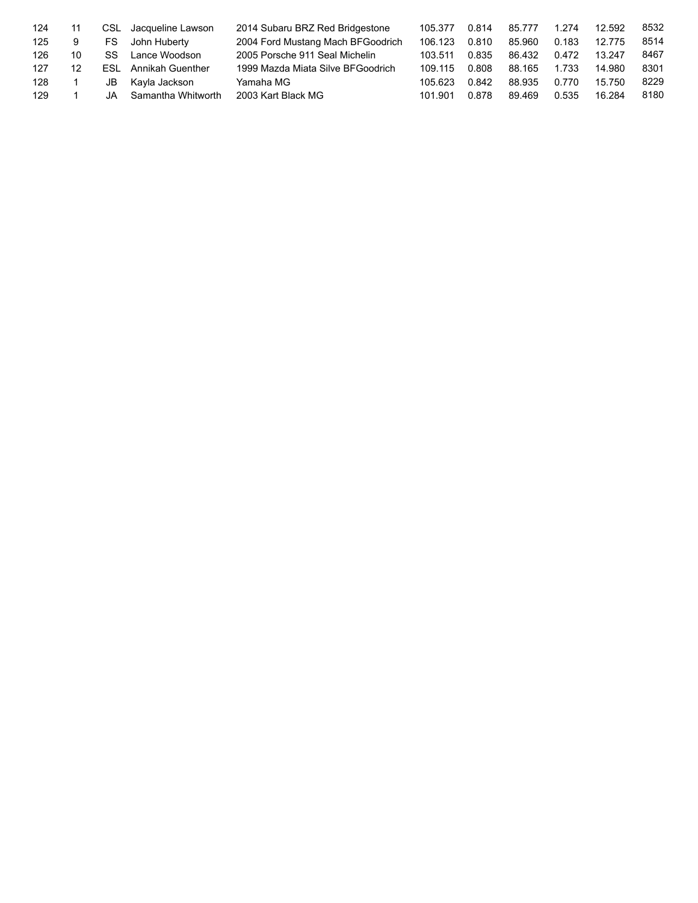| | | | | | | | | | | |
|---|---|---|---|---|---|---|---|---|---|---|
| 124 | 11 | CSL | Jacqueline Lawson | 2014 Subaru BRZ Red Bridgestone | 105.377 | 0.814 | 85.777 | 1.274 | 12.592 | 8532 |
| 125 | 9 | FS | John Huberty | 2004 Ford Mustang Mach BFGoodrich | 106.123 | 0.810 | 85.960 | 0.183 | 12.775 | 8514 |
| 126 | 10 | SS | Lance Woodson | 2005 Porsche 911 Seal Michelin | 103.511 | 0.835 | 86.432 | 0.472 | 13.247 | 8467 |
| 127 | 12 | ESL | Annikah Guenther | 1999 Mazda Miata Silve BFGoodrich | 109.115 | 0.808 | 88.165 | 1.733 | 14.980 | 8301 |
| 128 | 1 | JB | Kayla Jackson | Yamaha MG | 105.623 | 0.842 | 88.935 | 0.770 | 15.750 | 8229 |
| 129 | 1 | JA | Samantha Whitworth | 2003 Kart Black MG | 101.901 | 0.878 | 89.469 | 0.535 | 16.284 | 8180 |